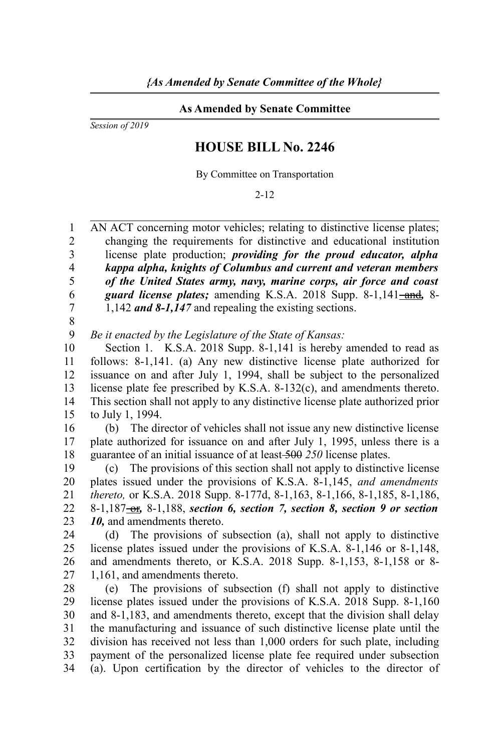*{As Amended by Senate Committee of the Whole}*

**As Amended by Senate Committee**

*Session of 2019*

# HOUSE BILL No. 2246

By Committee on Transportation

2-12

AN ACT concerning motor vehicles; relating to distinctive license plates; changing the requirements for distinctive and educational institution license plate production; ***providing for the proud educator, alpha kappa alpha, knights of Columbus and current and veteran members of the United States army, navy, marine corps, air force and coast guard license plates;*** amending K.S.A. 2018 Supp. 8-1,141 ~~and~~***,*** 8-1,142 ***and 8-1,147*** and repealing the existing sections.

*Be it enacted by the Legislature of the State of Kansas:*

Section 1. K.S.A. 2018 Supp. 8-1,141 is hereby amended to read as follows: 8-1,141. (a) Any new distinctive license plate authorized for issuance on and after July 1, 1994, shall be subject to the personalized license plate fee prescribed by K.S.A. 8-132(c), and amendments thereto. This section shall not apply to any distinctive license plate authorized prior to July 1, 1994.

(b) The director of vehicles shall not issue any new distinctive license plate authorized for issuance on and after July 1, 1995, unless there is a guarantee of an initial issuance of at least ~~500~~ *250* license plates.

(c) The provisions of this section shall not apply to distinctive license plates issued under the provisions of K.S.A. 8-1,145, *and amendments thereto,* or K.S.A. 2018 Supp. 8-177d, 8-1,163, 8-1,166, 8-1,185, 8-1,186, 8-1,187 ~~or~~***,*** 8-1,188, ***section 6, section 7, section 8, section 9 or section 10,*** and amendments thereto.

(d) The provisions of subsection (a), shall not apply to distinctive license plates issued under the provisions of K.S.A. 8-1,146 or 8-1,148, and amendments thereto, or K.S.A. 2018 Supp. 8-1,153, 8-1,158 or 8-1,161, and amendments thereto.

(e) The provisions of subsection (f) shall not apply to distinctive license plates issued under the provisions of K.S.A. 2018 Supp. 8-1,160 and 8-1,183, and amendments thereto, except that the division shall delay the manufacturing and issuance of such distinctive license plate until the division has received not less than 1,000 orders for such plate, including payment of the personalized license plate fee required under subsection (a). Upon certification by the director of vehicles to the director of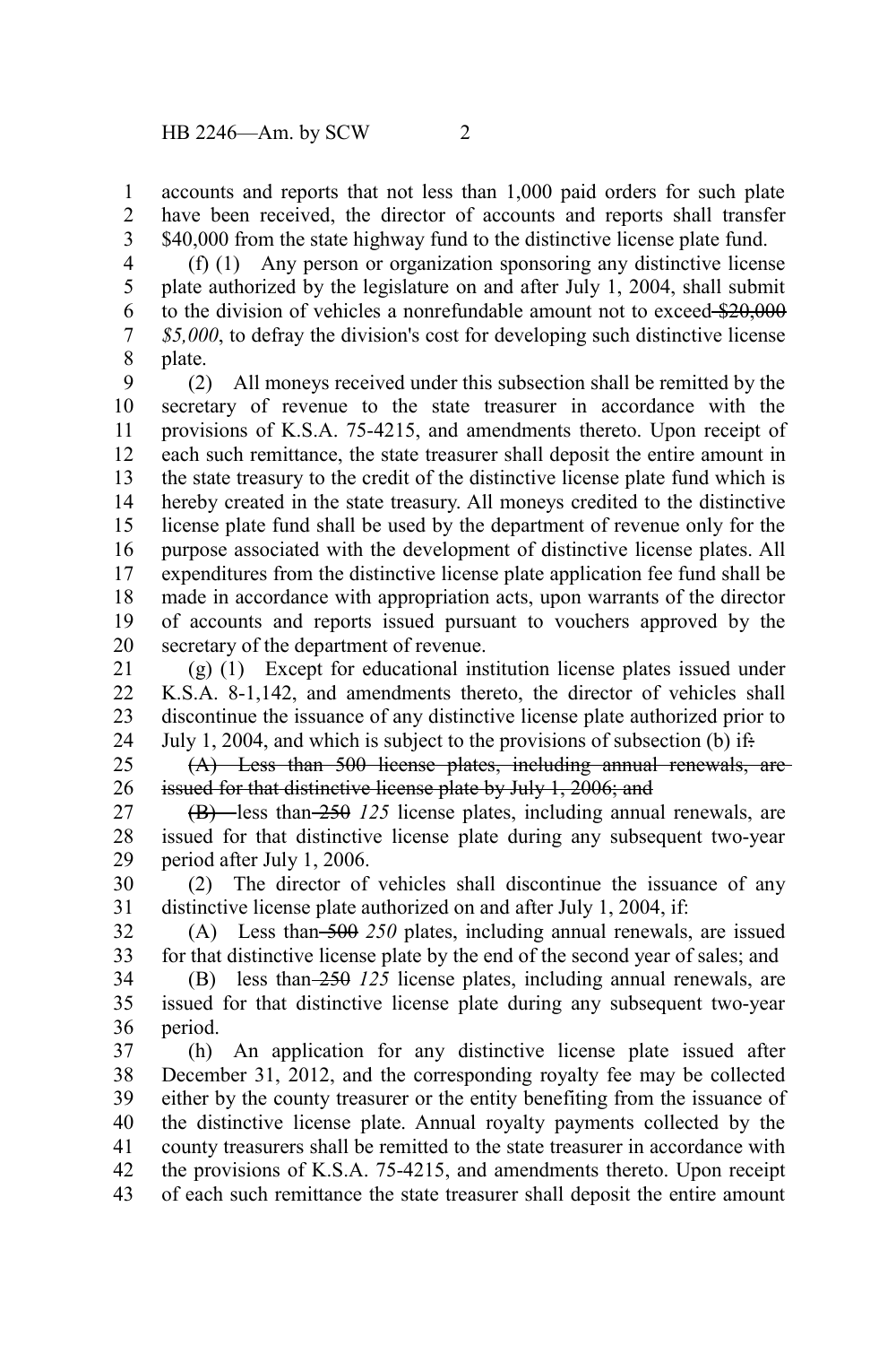accounts and reports that not less than 1,000 paid orders for such plate have been received, the director of accounts and reports shall transfer $40,000 from the state highway fund to the distinctive license plate fund.

(f) (1) Any person or organization sponsoring any distinctive license plate authorized by the legislature on and after July 1, 2004, shall submit to the division of vehicles a nonrefundable amount not to exceed ~~$20,000~~ *$5,000*, to defray the division's cost for developing such distinctive license plate.

(2) All moneys received under this subsection shall be remitted by the secretary of revenue to the state treasurer in accordance with the provisions of K.S.A. 75-4215, and amendments thereto. Upon receipt of each such remittance, the state treasurer shall deposit the entire amount in the state treasury to the credit of the distinctive license plate fund which is hereby created in the state treasury. All moneys credited to the distinctive license plate fund shall be used by the department of revenue only for the purpose associated with the development of distinctive license plates. All expenditures from the distinctive license plate application fee fund shall be made in accordance with appropriation acts, upon warrants of the director of accounts and reports issued pursuant to vouchers approved by the secretary of the department of revenue.

(g) (1) Except for educational institution license plates issued under K.S.A. 8-1,142, and amendments thereto, the director of vehicles shall discontinue the issuance of any distinctive license plate authorized prior to July 1, 2004, and which is subject to the provisions of subsection (b) if~~:~~

~~(A) Less than 500 license plates, including annual renewals, are issued for that distinctive license plate by July 1, 2006; and~~

~~(B)~~ less than ~~250~~ *125* license plates, including annual renewals, are issued for that distinctive license plate during any subsequent two-year period after July 1, 2006.

(2) The director of vehicles shall discontinue the issuance of any distinctive license plate authorized on and after July 1, 2004, if:

(A) Less than ~~500~~ *250* plates, including annual renewals, are issued for that distinctive license plate by the end of the second year of sales; and

(B) less than ~~250~~ *125* license plates, including annual renewals, are issued for that distinctive license plate during any subsequent two-year period.

(h) An application for any distinctive license plate issued after December 31, 2012, and the corresponding royalty fee may be collected either by the county treasurer or the entity benefiting from the issuance of the distinctive license plate. Annual royalty payments collected by the county treasurers shall be remitted to the state treasurer in accordance with the provisions of K.S.A. 75-4215, and amendments thereto. Upon receipt of each such remittance the state treasurer shall deposit the entire amount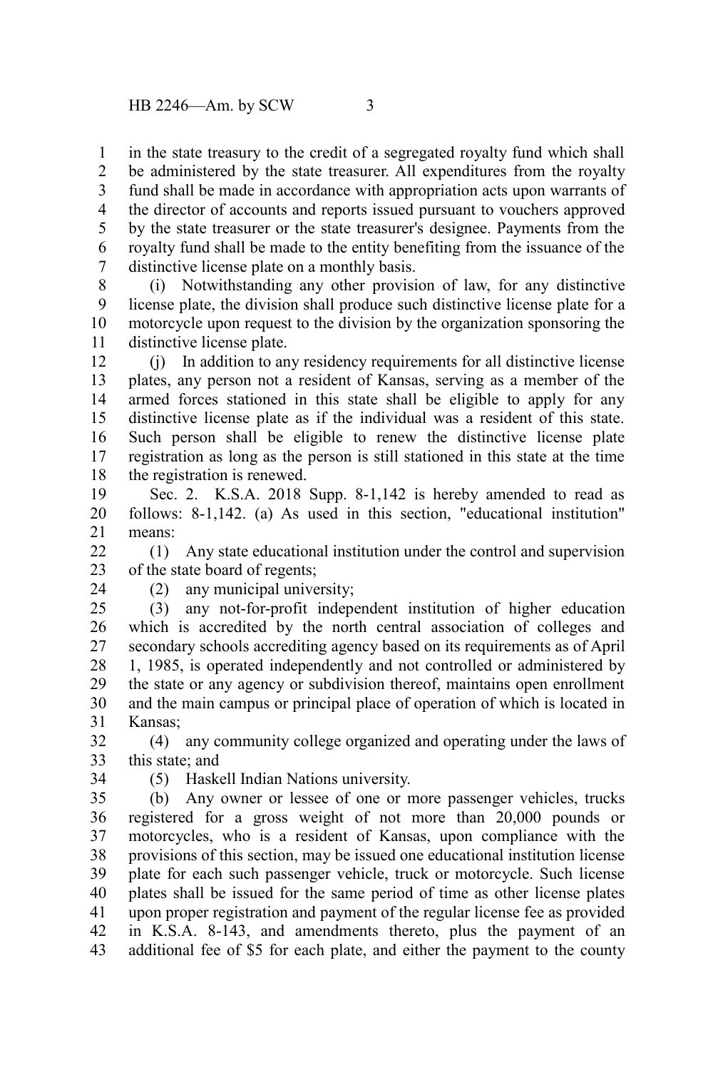in the state treasury to the credit of a segregated royalty fund which shall be administered by the state treasurer. All expenditures from the royalty fund shall be made in accordance with appropriation acts upon warrants of the director of accounts and reports issued pursuant to vouchers approved by the state treasurer or the state treasurer's designee. Payments from the royalty fund shall be made to the entity benefiting from the issuance of the distinctive license plate on a monthly basis.

(i) Notwithstanding any other provision of law, for any distinctive license plate, the division shall produce such distinctive license plate for a motorcycle upon request to the division by the organization sponsoring the distinctive license plate.

(j) In addition to any residency requirements for all distinctive license plates, any person not a resident of Kansas, serving as a member of the armed forces stationed in this state shall be eligible to apply for any distinctive license plate as if the individual was a resident of this state. Such person shall be eligible to renew the distinctive license plate registration as long as the person is still stationed in this state at the time the registration is renewed.

Sec. 2. K.S.A. 2018 Supp. 8-1,142 is hereby amended to read as follows: 8-1,142. (a) As used in this section, "educational institution" means:

(1) Any state educational institution under the control and supervision of the state board of regents;

(2) any municipal university;

(3) any not-for-profit independent institution of higher education which is accredited by the north central association of colleges and secondary schools accrediting agency based on its requirements as of April 1, 1985, is operated independently and not controlled or administered by the state or any agency or subdivision thereof, maintains open enrollment and the main campus or principal place of operation of which is located in Kansas;

(4) any community college organized and operating under the laws of this state; and

(5) Haskell Indian Nations university.

(b) Any owner or lessee of one or more passenger vehicles, trucks registered for a gross weight of not more than 20,000 pounds or motorcycles, who is a resident of Kansas, upon compliance with the provisions of this section, may be issued one educational institution license plate for each such passenger vehicle, truck or motorcycle. Such license plates shall be issued for the same period of time as other license plates upon proper registration and payment of the regular license fee as provided in K.S.A. 8-143, and amendments thereto, plus the payment of an additional fee of $5 for each plate, and either the payment to the county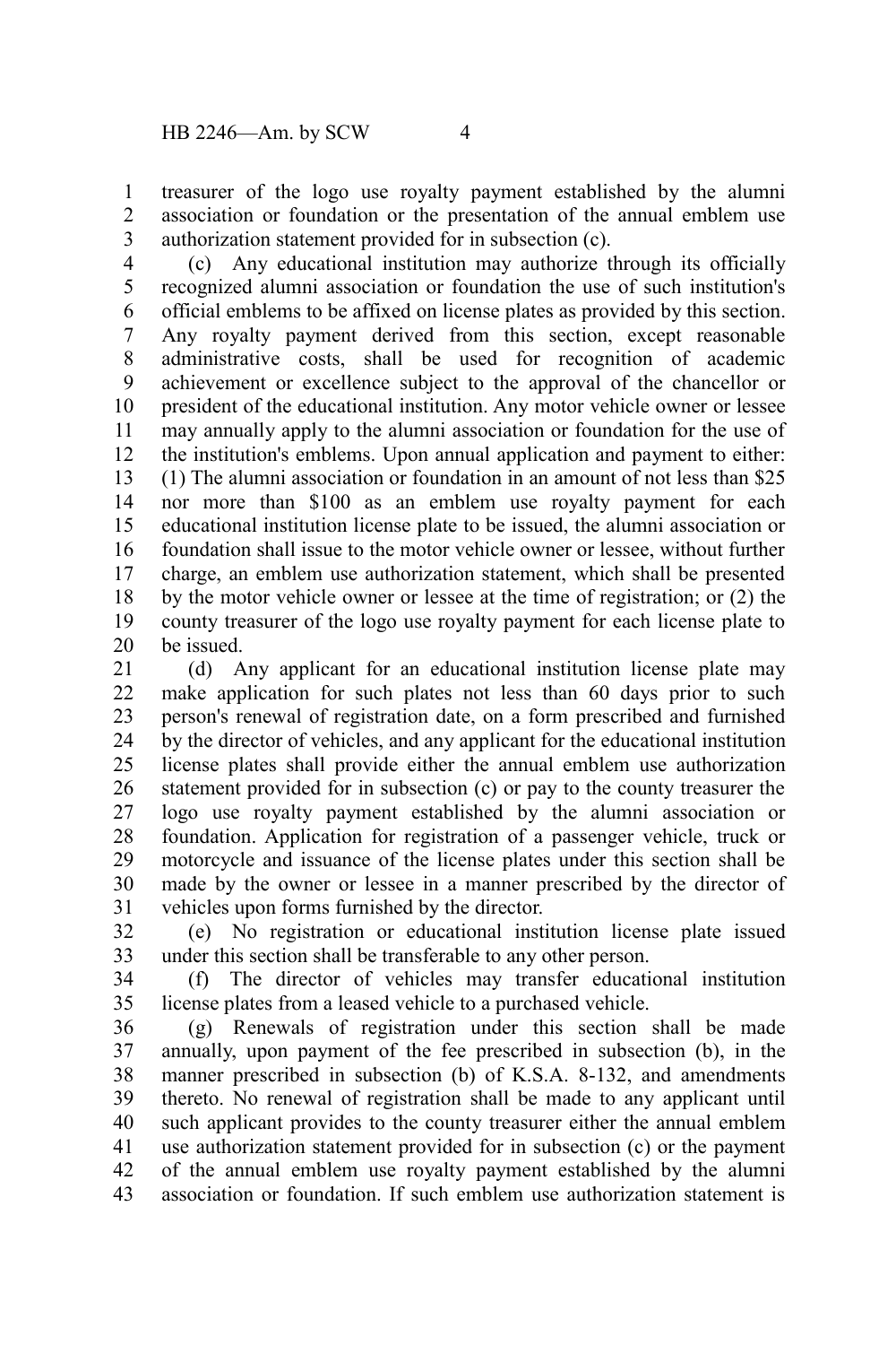treasurer of the logo use royalty payment established by the alumni association or foundation or the presentation of the annual emblem use authorization statement provided for in subsection (c).

(c) Any educational institution may authorize through its officially recognized alumni association or foundation the use of such institution's official emblems to be affixed on license plates as provided by this section. Any royalty payment derived from this section, except reasonable administrative costs, shall be used for recognition of academic achievement or excellence subject to the approval of the chancellor or president of the educational institution. Any motor vehicle owner or lessee may annually apply to the alumni association or foundation for the use of the institution's emblems. Upon annual application and payment to either: (1) The alumni association or foundation in an amount of not less than $25 nor more than $100 as an emblem use royalty payment for each educational institution license plate to be issued, the alumni association or foundation shall issue to the motor vehicle owner or lessee, without further charge, an emblem use authorization statement, which shall be presented by the motor vehicle owner or lessee at the time of registration; or (2) the county treasurer of the logo use royalty payment for each license plate to be issued.

(d) Any applicant for an educational institution license plate may make application for such plates not less than 60 days prior to such person's renewal of registration date, on a form prescribed and furnished by the director of vehicles, and any applicant for the educational institution license plates shall provide either the annual emblem use authorization statement provided for in subsection (c) or pay to the county treasurer the logo use royalty payment established by the alumni association or foundation. Application for registration of a passenger vehicle, truck or motorcycle and issuance of the license plates under this section shall be made by the owner or lessee in a manner prescribed by the director of vehicles upon forms furnished by the director.

(e) No registration or educational institution license plate issued under this section shall be transferable to any other person.

(f) The director of vehicles may transfer educational institution license plates from a leased vehicle to a purchased vehicle.

(g) Renewals of registration under this section shall be made annually, upon payment of the fee prescribed in subsection (b), in the manner prescribed in subsection (b) of K.S.A. 8-132, and amendments thereto. No renewal of registration shall be made to any applicant until such applicant provides to the county treasurer either the annual emblem use authorization statement provided for in subsection (c) or the payment of the annual emblem use royalty payment established by the alumni association or foundation. If such emblem use authorization statement is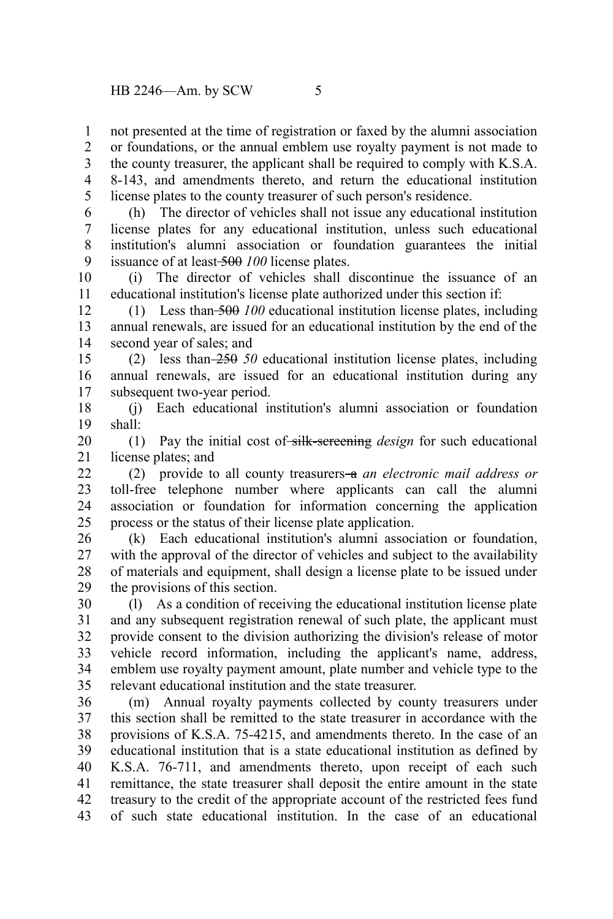not presented at the time of registration or faxed by the alumni association or foundations, or the annual emblem use royalty payment is not made to the county treasurer, the applicant shall be required to comply with K.S.A. 8-143, and amendments thereto, and return the educational institution license plates to the county treasurer of such person's residence.

(h) The director of vehicles shall not issue any educational institution license plates for any educational institution, unless such educational institution's alumni association or foundation guarantees the initial issuance of at least ~~500~~ *100* license plates.

(i) The director of vehicles shall discontinue the issuance of an educational institution's license plate authorized under this section if:

(1) Less than ~~500~~ *100* educational institution license plates, including annual renewals, are issued for an educational institution by the end of the second year of sales; and

(2) less than ~~250~~ *50* educational institution license plates, including annual renewals, are issued for an educational institution during any subsequent two-year period.

(j) Each educational institution's alumni association or foundation shall:

(1) Pay the initial cost of ~~silk-screening~~ *design* for such educational license plates; and

(2) provide to all county treasurers ~~a~~ *an electronic mail address or* toll-free telephone number where applicants can call the alumni association or foundation for information concerning the application process or the status of their license plate application.

(k) Each educational institution's alumni association or foundation, with the approval of the director of vehicles and subject to the availability of materials and equipment, shall design a license plate to be issued under the provisions of this section.

(l) As a condition of receiving the educational institution license plate and any subsequent registration renewal of such plate, the applicant must provide consent to the division authorizing the division's release of motor vehicle record information, including the applicant's name, address, emblem use royalty payment amount, plate number and vehicle type to the relevant educational institution and the state treasurer.

(m) Annual royalty payments collected by county treasurers under this section shall be remitted to the state treasurer in accordance with the provisions of K.S.A. 75-4215, and amendments thereto. In the case of an educational institution that is a state educational institution as defined by K.S.A. 76-711, and amendments thereto, upon receipt of each such remittance, the state treasurer shall deposit the entire amount in the state treasury to the credit of the appropriate account of the restricted fees fund of such state educational institution. In the case of an educational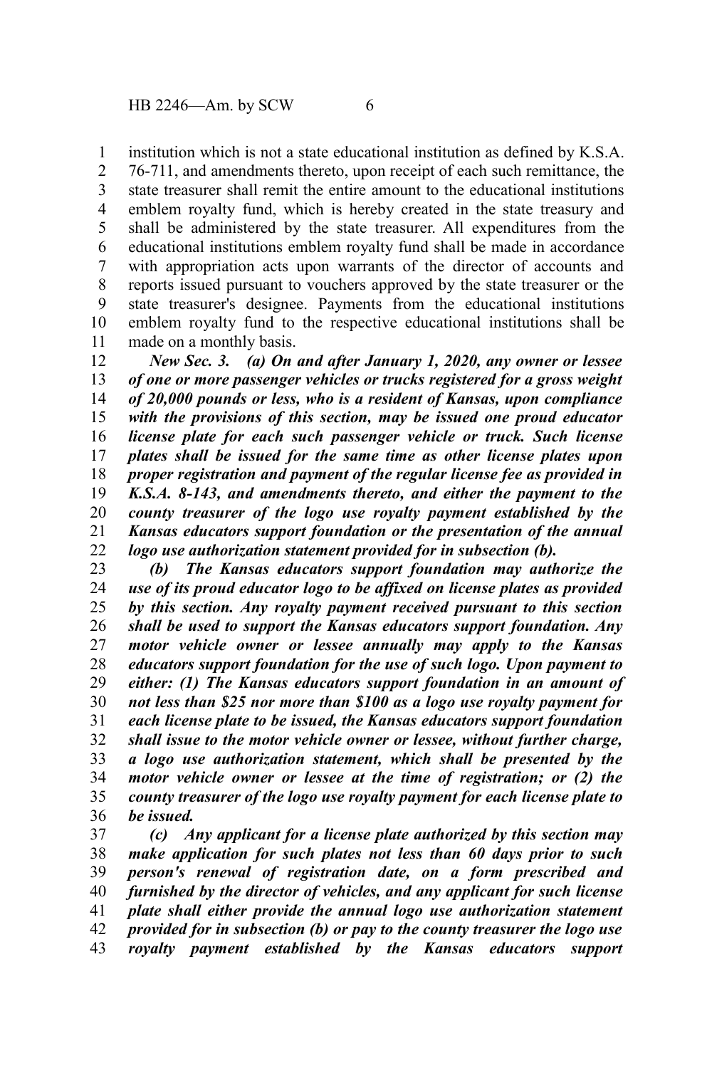institution which is not a state educational institution as defined by K.S.A. 76-711, and amendments thereto, upon receipt of each such remittance, the state treasurer shall remit the entire amount to the educational institutions emblem royalty fund, which is hereby created in the state treasury and shall be administered by the state treasurer. All expenditures from the educational institutions emblem royalty fund shall be made in accordance with appropriation acts upon warrants of the director of accounts and reports issued pursuant to vouchers approved by the state treasurer or the state treasurer's designee. Payments from the educational institutions emblem royalty fund to the respective educational institutions shall be made on a monthly basis.

***New Sec. 3. (a) On and after January 1, 2020, any owner or lessee of one or more passenger vehicles or trucks registered for a gross weight of 20,000 pounds or less, who is a resident of Kansas, upon compliance with the provisions of this section, may be issued one proud educator license plate for each such passenger vehicle or truck. Such license plates shall be issued for the same time as other license plates upon proper registration and payment of the regular license fee as provided in K.S.A. 8-143, and amendments thereto, and either the payment to the county treasurer of the logo use royalty payment established by the Kansas educators support foundation or the presentation of the annual logo use authorization statement provided for in subsection (b).***

***(b) The Kansas educators support foundation may authorize the use of its proud educator logo to be affixed on license plates as provided by this section. Any royalty payment received pursuant to this section shall be used to support the Kansas educators support foundation. Any motor vehicle owner or lessee annually may apply to the Kansas educators support foundation for the use of such logo. Upon payment to either: (1) The Kansas educators support foundation in an amount of not less than $25 nor more than $100 as a logo use royalty payment for each license plate to be issued, the Kansas educators support foundation shall issue to the motor vehicle owner or lessee, without further charge, a logo use authorization statement, which shall be presented by the motor vehicle owner or lessee at the time of registration; or (2) the county treasurer of the logo use royalty payment for each license plate to be issued.***

***(c) Any applicant for a license plate authorized by this section may make application for such plates not less than 60 days prior to such person's renewal of registration date, on a form prescribed and furnished by the director of vehicles, and any applicant for such license plate shall either provide the annual logo use authorization statement provided for in subsection (b) or pay to the county treasurer the logo use royalty payment established by the Kansas educators support***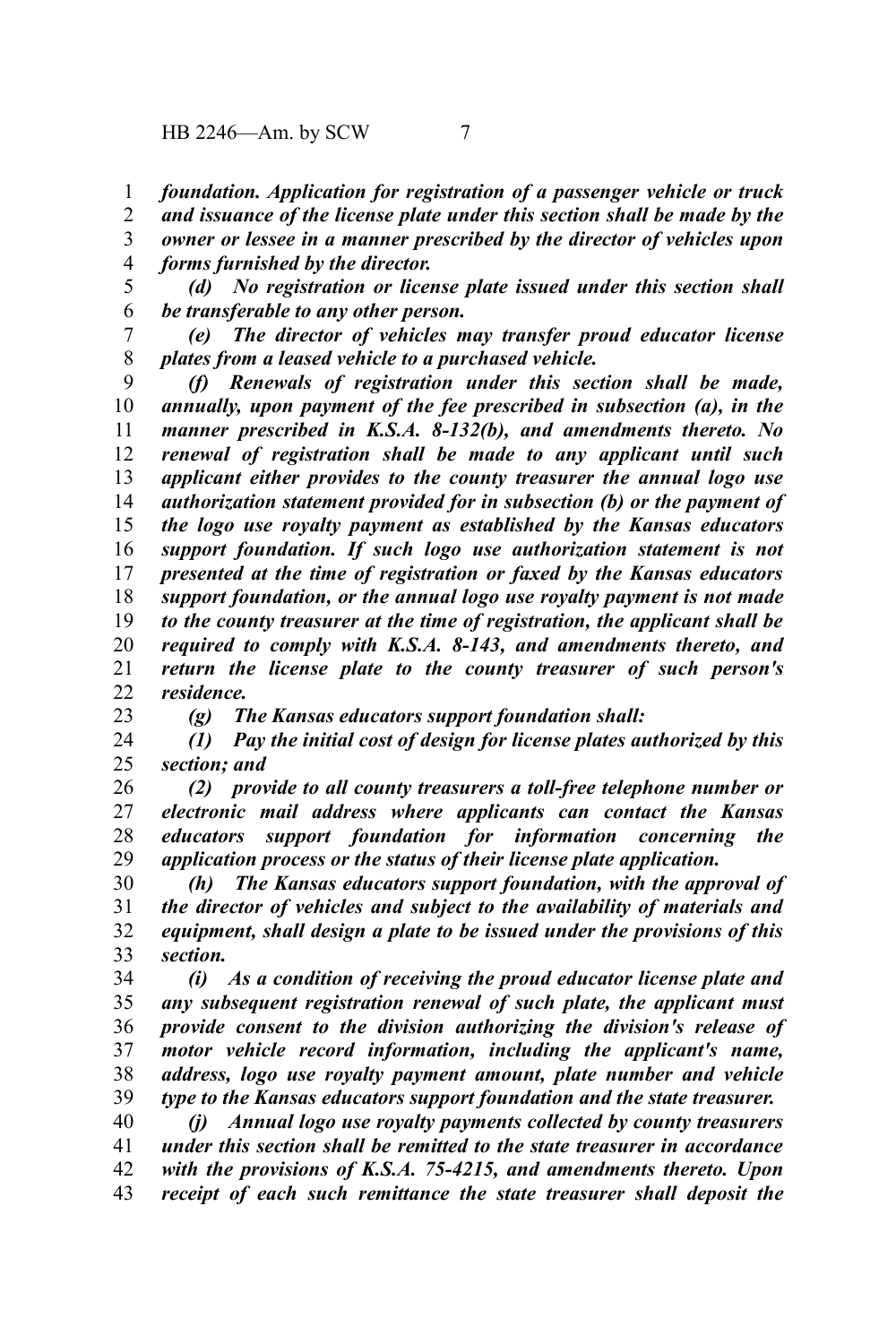*foundation. Application for registration of a passenger vehicle or truck and issuance of the license plate under this section shall be made by the owner or lessee in a manner prescribed by the director of vehicles upon forms furnished by the director.*

*(d) No registration or license plate issued under this section shall be transferable to any other person.*

*(e) The director of vehicles may transfer proud educator license plates from a leased vehicle to a purchased vehicle.*

*(f) Renewals of registration under this section shall be made, annually, upon payment of the fee prescribed in subsection (a), in the manner prescribed in K.S.A. 8-132(b), and amendments thereto. No renewal of registration shall be made to any applicant until such applicant either provides to the county treasurer the annual logo use authorization statement provided for in subsection (b) or the payment of the logo use royalty payment as established by the Kansas educators support foundation. If such logo use authorization statement is not presented at the time of registration or faxed by the Kansas educators support foundation, or the annual logo use royalty payment is not made to the county treasurer at the time of registration, the applicant shall be required to comply with K.S.A. 8-143, and amendments thereto, and return the license plate to the county treasurer of such person's residence.*

*(g) The Kansas educators support foundation shall:*

*(1) Pay the initial cost of design for license plates authorized by this section; and*

*(2) provide to all county treasurers a toll-free telephone number or electronic mail address where applicants can contact the Kansas educators support foundation for information concerning the application process or the status of their license plate application.*

*(h) The Kansas educators support foundation, with the approval of the director of vehicles and subject to the availability of materials and equipment, shall design a plate to be issued under the provisions of this section.*

*(i) As a condition of receiving the proud educator license plate and any subsequent registration renewal of such plate, the applicant must provide consent to the division authorizing the division's release of motor vehicle record information, including the applicant's name, address, logo use royalty payment amount, plate number and vehicle type to the Kansas educators support foundation and the state treasurer.*

*(j) Annual logo use royalty payments collected by county treasurers under this section shall be remitted to the state treasurer in accordance with the provisions of K.S.A. 75-4215, and amendments thereto. Upon receipt of each such remittance the state treasurer shall deposit the*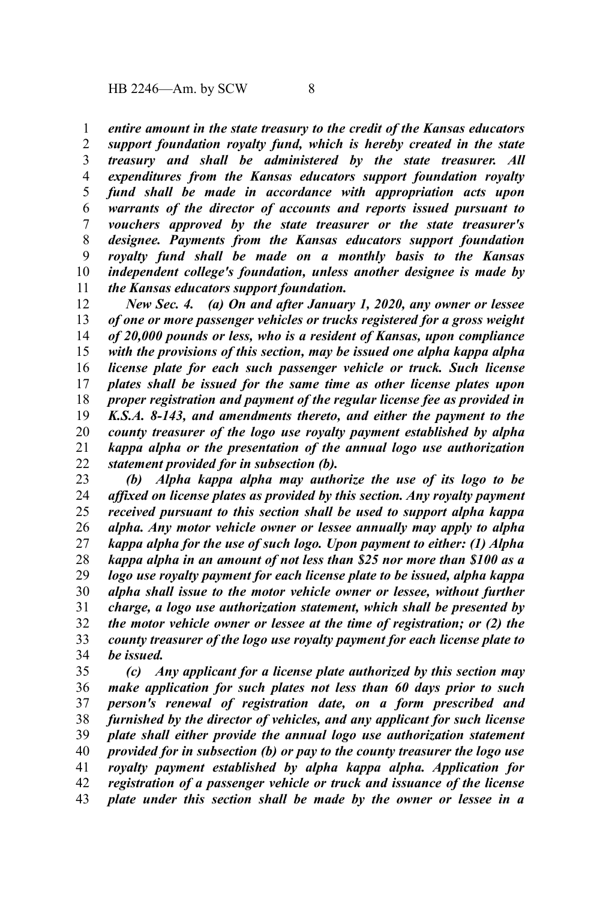*entire amount in the state treasury to the credit of the Kansas educators support foundation royalty fund, which is hereby created in the state treasury and shall be administered by the state treasurer. All expenditures from the Kansas educators support foundation royalty fund shall be made in accordance with appropriation acts upon warrants of the director of accounts and reports issued pursuant to vouchers approved by the state treasurer or the state treasurer's designee. Payments from the Kansas educators support foundation royalty fund shall be made on a monthly basis to the Kansas independent college's foundation, unless another designee is made by the Kansas educators support foundation.*

*New Sec. 4. (a) On and after January 1, 2020, any owner or lessee of one or more passenger vehicles or trucks registered for a gross weight of 20,000 pounds or less, who is a resident of Kansas, upon compliance with the provisions of this section, may be issued one alpha kappa alpha license plate for each such passenger vehicle or truck. Such license plates shall be issued for the same time as other license plates upon proper registration and payment of the regular license fee as provided in K.S.A. 8-143, and amendments thereto, and either the payment to the county treasurer of the logo use royalty payment established by alpha kappa alpha or the presentation of the annual logo use authorization statement provided for in subsection (b).*

*(b) Alpha kappa alpha may authorize the use of its logo to be affixed on license plates as provided by this section. Any royalty payment received pursuant to this section shall be used to support alpha kappa alpha. Any motor vehicle owner or lessee annually may apply to alpha kappa alpha for the use of such logo. Upon payment to either: (1) Alpha kappa alpha in an amount of not less than $25 nor more than $100 as a logo use royalty payment for each license plate to be issued, alpha kappa alpha shall issue to the motor vehicle owner or lessee, without further charge, a logo use authorization statement, which shall be presented by the motor vehicle owner or lessee at the time of registration; or (2) the county treasurer of the logo use royalty payment for each license plate to be issued.*

*(c) Any applicant for a license plate authorized by this section may make application for such plates not less than 60 days prior to such person's renewal of registration date, on a form prescribed and furnished by the director of vehicles, and any applicant for such license plate shall either provide the annual logo use authorization statement provided for in subsection (b) or pay to the county treasurer the logo use royalty payment established by alpha kappa alpha. Application for registration of a passenger vehicle or truck and issuance of the license plate under this section shall be made by the owner or lessee in a*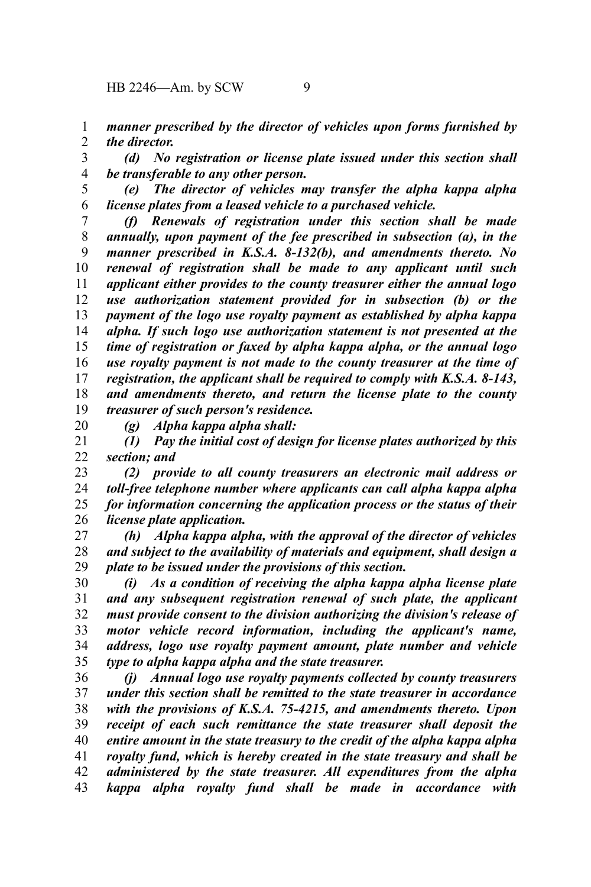*manner prescribed by the director of vehicles upon forms furnished by the director.*

*(d) No registration or license plate issued under this section shall be transferable to any other person.*

*(e) The director of vehicles may transfer the alpha kappa alpha license plates from a leased vehicle to a purchased vehicle.*

*(f) Renewals of registration under this section shall be made annually, upon payment of the fee prescribed in subsection (a), in the manner prescribed in K.S.A. 8-132(b), and amendments thereto. No renewal of registration shall be made to any applicant until such applicant either provides to the county treasurer either the annual logo use authorization statement provided for in subsection (b) or the payment of the logo use royalty payment as established by alpha kappa alpha. If such logo use authorization statement is not presented at the time of registration or faxed by alpha kappa alpha, or the annual logo use royalty payment is not made to the county treasurer at the time of registration, the applicant shall be required to comply with K.S.A. 8-143, and amendments thereto, and return the license plate to the county treasurer of such person's residence.*

*(g) Alpha kappa alpha shall:*

*(1) Pay the initial cost of design for license plates authorized by this section; and*

*(2) provide to all county treasurers an electronic mail address or toll-free telephone number where applicants can call alpha kappa alpha for information concerning the application process or the status of their license plate application.*

*(h) Alpha kappa alpha, with the approval of the director of vehicles and subject to the availability of materials and equipment, shall design a plate to be issued under the provisions of this section.*

*(i) As a condition of receiving the alpha kappa alpha license plate and any subsequent registration renewal of such plate, the applicant must provide consent to the division authorizing the division's release of motor vehicle record information, including the applicant's name, address, logo use royalty payment amount, plate number and vehicle type to alpha kappa alpha and the state treasurer.*

*(j) Annual logo use royalty payments collected by county treasurers under this section shall be remitted to the state treasurer in accordance with the provisions of K.S.A. 75-4215, and amendments thereto. Upon receipt of each such remittance the state treasurer shall deposit the entire amount in the state treasury to the credit of the alpha kappa alpha royalty fund, which is hereby created in the state treasury and shall be administered by the state treasurer. All expenditures from the alpha kappa alpha royalty fund shall be made in accordance with*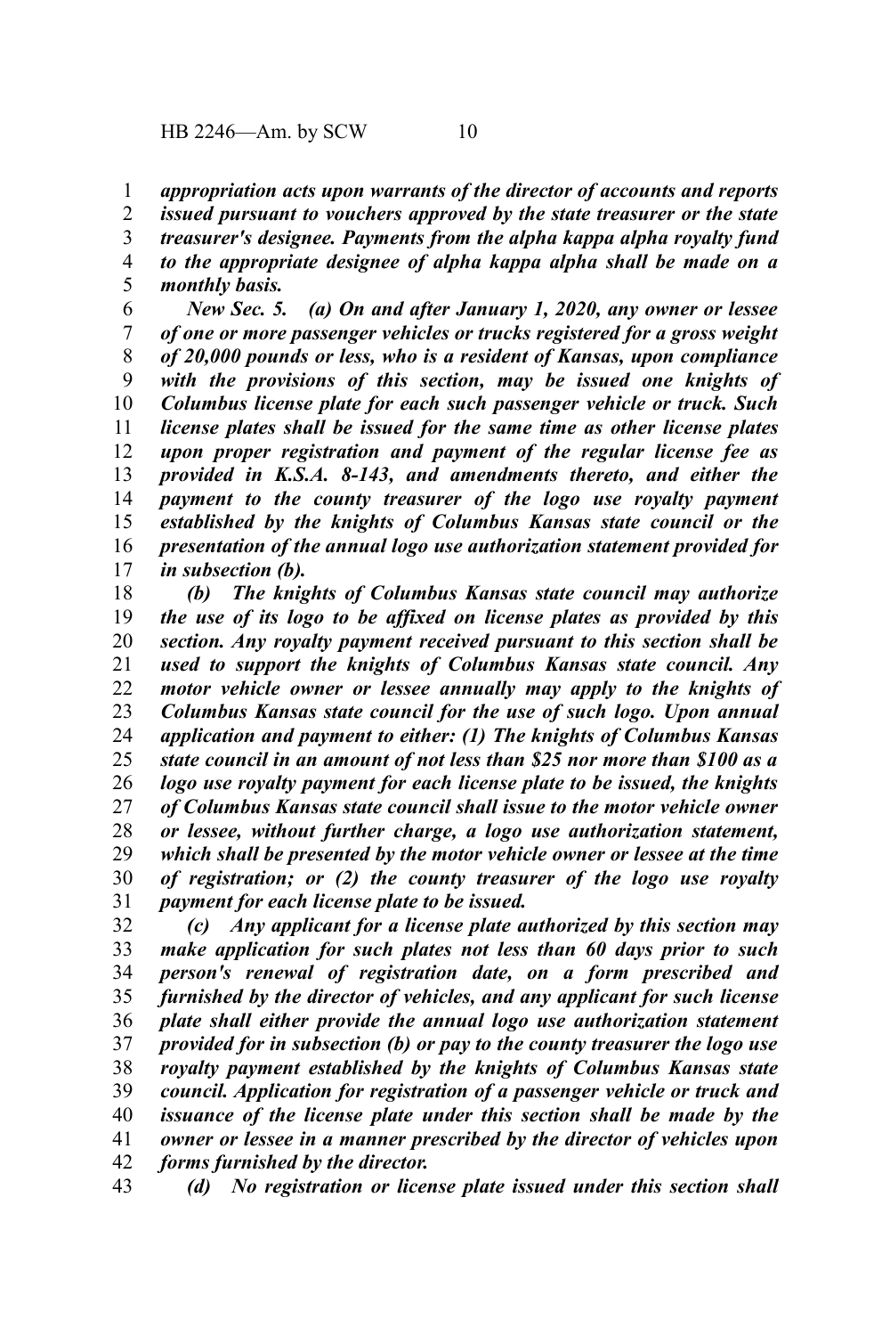*appropriation acts upon warrants of the director of accounts and reports issued pursuant to vouchers approved by the state treasurer or the state treasurer's designee. Payments from the alpha kappa alpha royalty fund to the appropriate designee of alpha kappa alpha shall be made on a monthly basis.*

*New Sec. 5. (a) On and after January 1, 2020, any owner or lessee of one or more passenger vehicles or trucks registered for a gross weight of 20,000 pounds or less, who is a resident of Kansas, upon compliance with the provisions of this section, may be issued one knights of Columbus license plate for each such passenger vehicle or truck. Such license plates shall be issued for the same time as other license plates upon proper registration and payment of the regular license fee as provided in K.S.A. 8-143, and amendments thereto, and either the payment to the county treasurer of the logo use royalty payment established by the knights of Columbus Kansas state council or the presentation of the annual logo use authorization statement provided for in subsection (b).*

*(b) The knights of Columbus Kansas state council may authorize the use of its logo to be affixed on license plates as provided by this section. Any royalty payment received pursuant to this section shall be used to support the knights of Columbus Kansas state council. Any motor vehicle owner or lessee annually may apply to the knights of Columbus Kansas state council for the use of such logo. Upon annual application and payment to either: (1) The knights of Columbus Kansas state council in an amount of not less than $25 nor more than $100 as a logo use royalty payment for each license plate to be issued, the knights of Columbus Kansas state council shall issue to the motor vehicle owner or lessee, without further charge, a logo use authorization statement, which shall be presented by the motor vehicle owner or lessee at the time of registration; or (2) the county treasurer of the logo use royalty payment for each license plate to be issued.*

*(c) Any applicant for a license plate authorized by this section may make application for such plates not less than 60 days prior to such person's renewal of registration date, on a form prescribed and furnished by the director of vehicles, and any applicant for such license plate shall either provide the annual logo use authorization statement provided for in subsection (b) or pay to the county treasurer the logo use royalty payment established by the knights of Columbus Kansas state council. Application for registration of a passenger vehicle or truck and issuance of the license plate under this section shall be made by the owner or lessee in a manner prescribed by the director of vehicles upon forms furnished by the director.*

*(d) No registration or license plate issued under this section shall*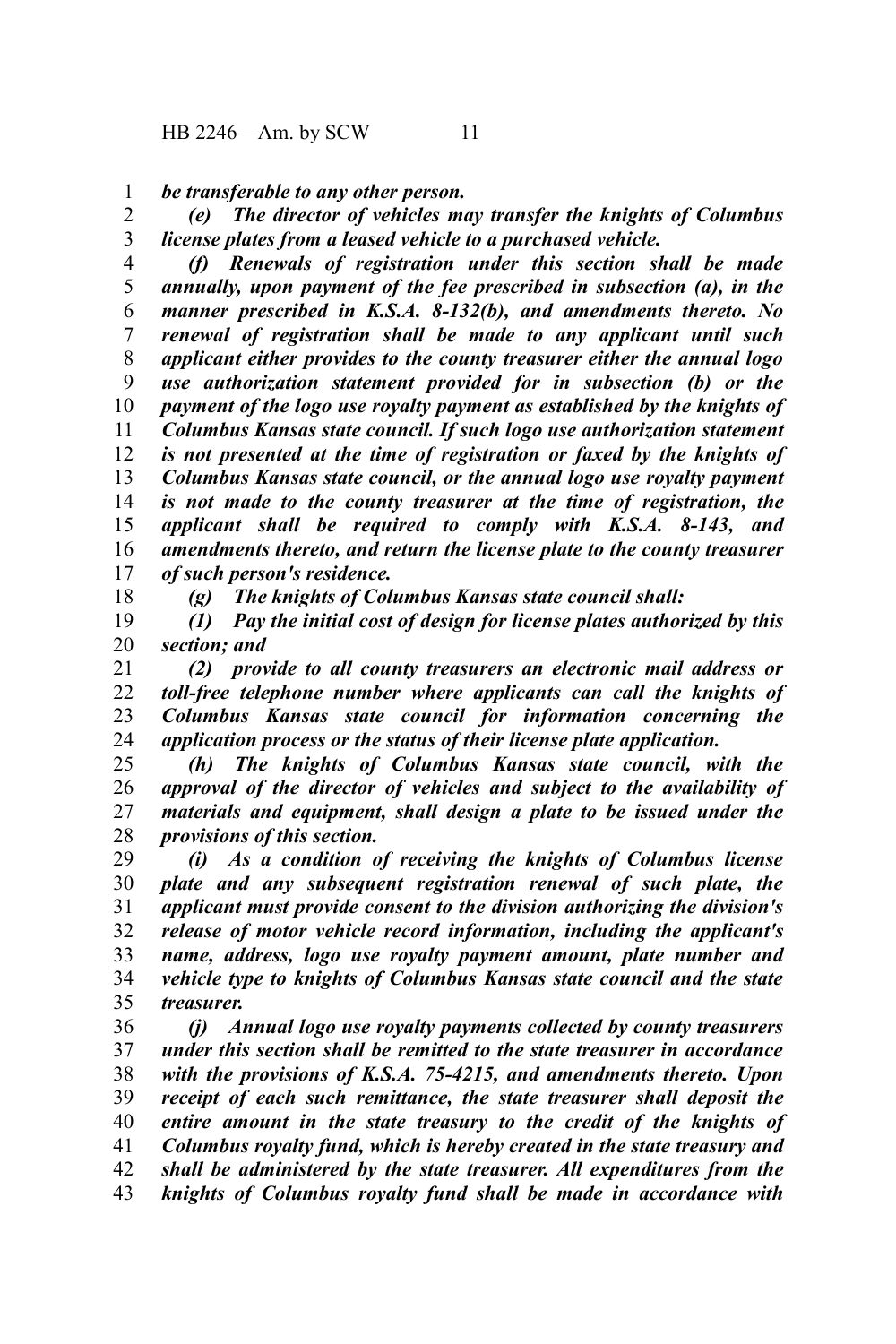*be transferable to any other person.*

*(e) The director of vehicles may transfer the knights of Columbus license plates from a leased vehicle to a purchased vehicle.*

*(f) Renewals of registration under this section shall be made annually, upon payment of the fee prescribed in subsection (a), in the manner prescribed in K.S.A. 8-132(b), and amendments thereto. No renewal of registration shall be made to any applicant until such applicant either provides to the county treasurer either the annual logo use authorization statement provided for in subsection (b) or the payment of the logo use royalty payment as established by the knights of Columbus Kansas state council. If such logo use authorization statement is not presented at the time of registration or faxed by the knights of Columbus Kansas state council, or the annual logo use royalty payment is not made to the county treasurer at the time of registration, the applicant shall be required to comply with K.S.A. 8-143, and amendments thereto, and return the license plate to the county treasurer of such person's residence.*

*(g) The knights of Columbus Kansas state council shall:*

*(1) Pay the initial cost of design for license plates authorized by this section; and*

*(2) provide to all county treasurers an electronic mail address or toll-free telephone number where applicants can call the knights of Columbus Kansas state council for information concerning the application process or the status of their license plate application.*

*(h) The knights of Columbus Kansas state council, with the approval of the director of vehicles and subject to the availability of materials and equipment, shall design a plate to be issued under the provisions of this section.*

*(i) As a condition of receiving the knights of Columbus license plate and any subsequent registration renewal of such plate, the applicant must provide consent to the division authorizing the division's release of motor vehicle record information, including the applicant's name, address, logo use royalty payment amount, plate number and vehicle type to knights of Columbus Kansas state council and the state treasurer.*

*(j) Annual logo use royalty payments collected by county treasurers under this section shall be remitted to the state treasurer in accordance with the provisions of K.S.A. 75-4215, and amendments thereto. Upon receipt of each such remittance, the state treasurer shall deposit the entire amount in the state treasury to the credit of the knights of Columbus royalty fund, which is hereby created in the state treasury and shall be administered by the state treasurer. All expenditures from the knights of Columbus royalty fund shall be made in accordance with*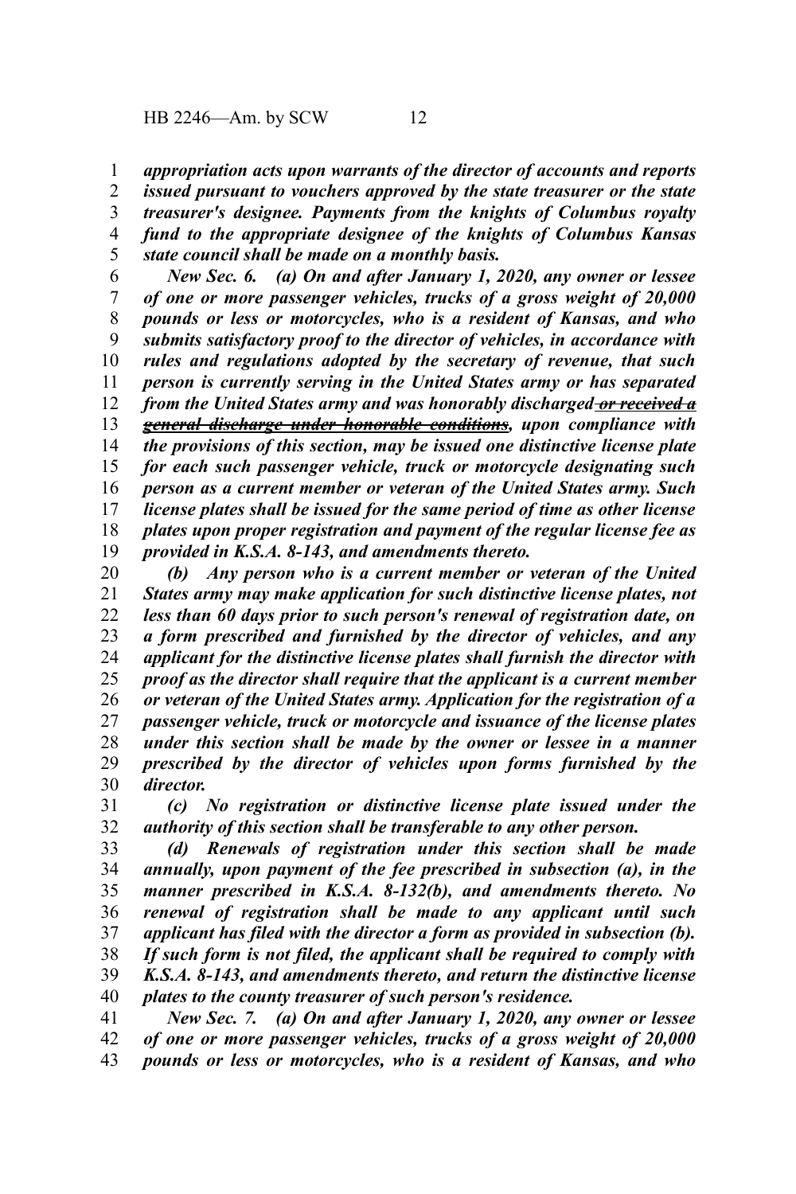*appropriation acts upon warrants of the director of accounts and reports issued pursuant to vouchers approved by the state treasurer or the state treasurer's designee. Payments from the knights of Columbus royalty fund to the appropriate designee of the knights of Columbus Kansas state council shall be made on a monthly basis.*

*New Sec. 6. (a) On and after January 1, 2020, any owner or lessee of one or more passenger vehicles, trucks of a gross weight of 20,000 pounds or less or motorcycles, who is a resident of Kansas, and who submits satisfactory proof to the director of vehicles, in accordance with rules and regulations adopted by the secretary of revenue, that such person is currently serving in the United States army or has separated from the United States army and was honorably discharged ~~or received a general discharge under honorable conditions~~, upon compliance with the provisions of this section, may be issued one distinctive license plate for each such passenger vehicle, truck or motorcycle designating such person as a current member or veteran of the United States army. Such license plates shall be issued for the same period of time as other license plates upon proper registration and payment of the regular license fee as provided in K.S.A. 8-143, and amendments thereto.*

*(b) Any person who is a current member or veteran of the United States army may make application for such distinctive license plates, not less than 60 days prior to such person's renewal of registration date, on a form prescribed and furnished by the director of vehicles, and any applicant for the distinctive license plates shall furnish the director with proof as the director shall require that the applicant is a current member or veteran of the United States army. Application for the registration of a passenger vehicle, truck or motorcycle and issuance of the license plates under this section shall be made by the owner or lessee in a manner prescribed by the director of vehicles upon forms furnished by the director.*

*(c) No registration or distinctive license plate issued under the authority of this section shall be transferable to any other person.*

*(d) Renewals of registration under this section shall be made annually, upon payment of the fee prescribed in subsection (a), in the manner prescribed in K.S.A. 8-132(b), and amendments thereto. No renewal of registration shall be made to any applicant until such applicant has filed with the director a form as provided in subsection (b). If such form is not filed, the applicant shall be required to comply with K.S.A. 8-143, and amendments thereto, and return the distinctive license plates to the county treasurer of such person's residence.*

*New Sec. 7. (a) On and after January 1, 2020, any owner or lessee of one or more passenger vehicles, trucks of a gross weight of 20,000 pounds or less or motorcycles, who is a resident of Kansas, and who*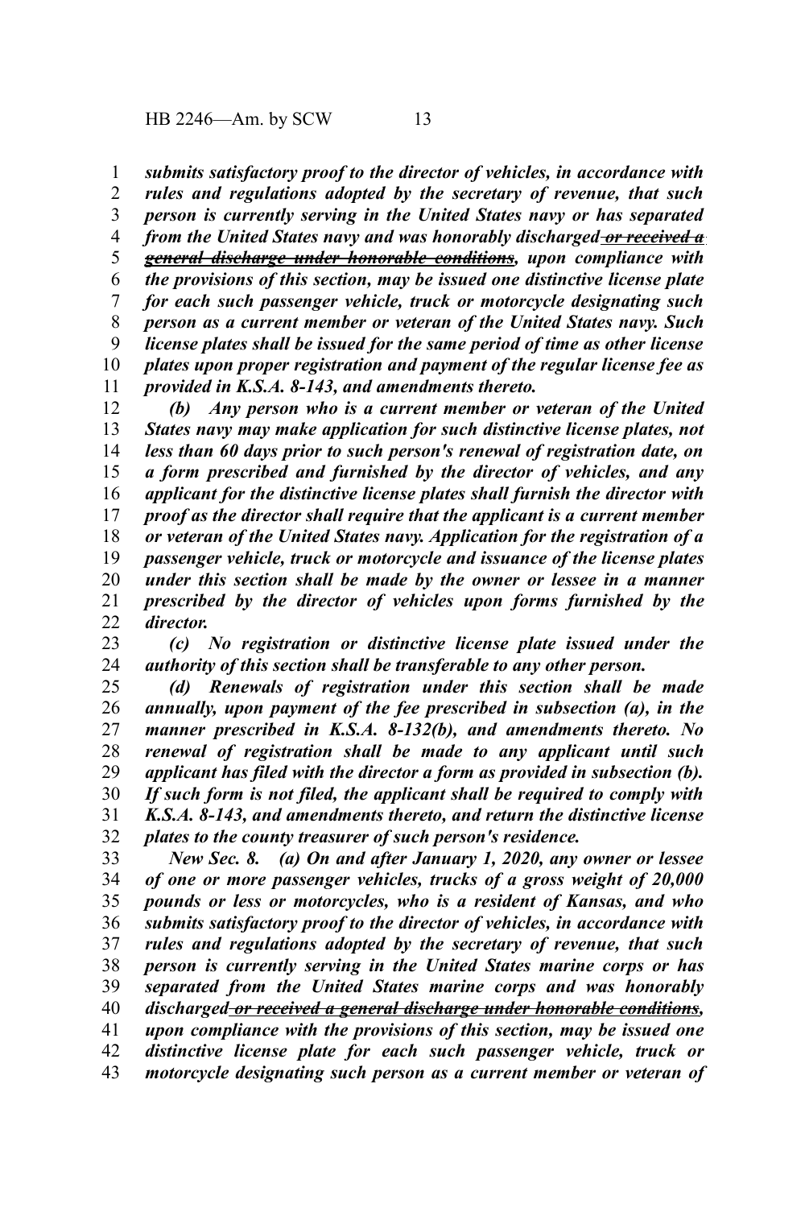*submits satisfactory proof to the director of vehicles, in accordance with rules and regulations adopted by the secretary of revenue, that such person is currently serving in the United States navy or has separated from the United States navy and was honorably discharged ~~or received a general discharge under honorable conditions~~, upon compliance with the provisions of this section, may be issued one distinctive license plate for each such passenger vehicle, truck or motorcycle designating such person as a current member or veteran of the United States navy. Such license plates shall be issued for the same period of time as other license plates upon proper registration and payment of the regular license fee as provided in K.S.A. 8-143, and amendments thereto.*

*(b) Any person who is a current member or veteran of the United States navy may make application for such distinctive license plates, not less than 60 days prior to such person's renewal of registration date, on a form prescribed and furnished by the director of vehicles, and any applicant for the distinctive license plates shall furnish the director with proof as the director shall require that the applicant is a current member or veteran of the United States navy. Application for the registration of a passenger vehicle, truck or motorcycle and issuance of the license plates under this section shall be made by the owner or lessee in a manner prescribed by the director of vehicles upon forms furnished by the director.*

*(c) No registration or distinctive license plate issued under the authority of this section shall be transferable to any other person.*

*(d) Renewals of registration under this section shall be made annually, upon payment of the fee prescribed in subsection (a), in the manner prescribed in K.S.A. 8-132(b), and amendments thereto. No renewal of registration shall be made to any applicant until such applicant has filed with the director a form as provided in subsection (b). If such form is not filed, the applicant shall be required to comply with K.S.A. 8-143, and amendments thereto, and return the distinctive license plates to the county treasurer of such person's residence.*

*New Sec. 8. (a) On and after January 1, 2020, any owner or lessee of one or more passenger vehicles, trucks of a gross weight of 20,000 pounds or less or motorcycles, who is a resident of Kansas, and who submits satisfactory proof to the director of vehicles, in accordance with rules and regulations adopted by the secretary of revenue, that such person is currently serving in the United States marine corps or has separated from the United States marine corps and was honorably discharged ~~or received a general discharge under honorable conditions~~, upon compliance with the provisions of this section, may be issued one distinctive license plate for each such passenger vehicle, truck or motorcycle designating such person as a current member or veteran of*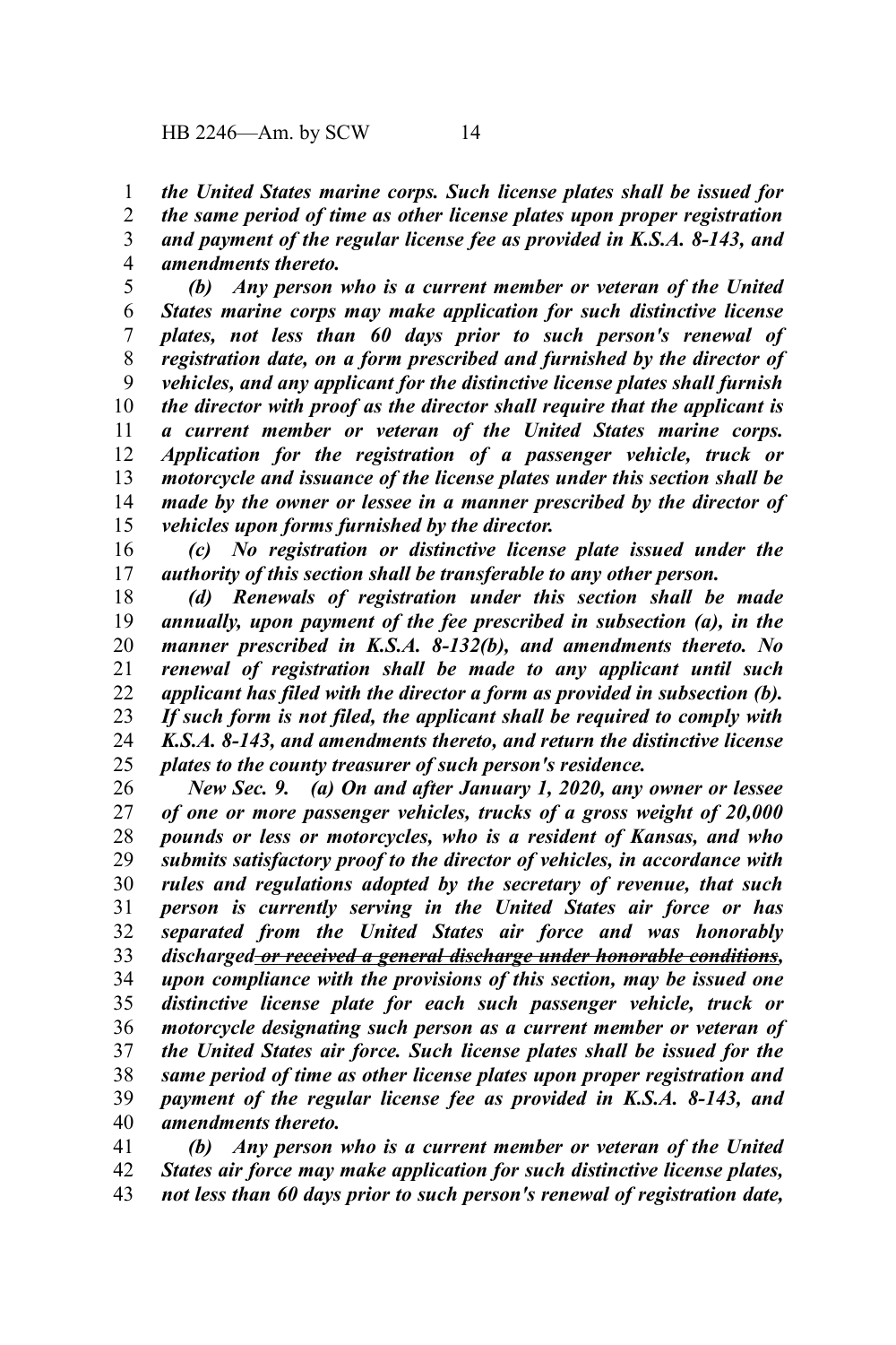*the United States marine corps. Such license plates shall be issued for the same period of time as other license plates upon proper registration and payment of the regular license fee as provided in K.S.A. 8-143, and amendments thereto.*

*(b) Any person who is a current member or veteran of the United States marine corps may make application for such distinctive license plates, not less than 60 days prior to such person's renewal of registration date, on a form prescribed and furnished by the director of vehicles, and any applicant for the distinctive license plates shall furnish the director with proof as the director shall require that the applicant is a current member or veteran of the United States marine corps. Application for the registration of a passenger vehicle, truck or motorcycle and issuance of the license plates under this section shall be made by the owner or lessee in a manner prescribed by the director of vehicles upon forms furnished by the director.*

*(c) No registration or distinctive license plate issued under the authority of this section shall be transferable to any other person.*

*(d) Renewals of registration under this section shall be made annually, upon payment of the fee prescribed in subsection (a), in the manner prescribed in K.S.A. 8-132(b), and amendments thereto. No renewal of registration shall be made to any applicant until such applicant has filed with the director a form as provided in subsection (b). If such form is not filed, the applicant shall be required to comply with K.S.A. 8-143, and amendments thereto, and return the distinctive license plates to the county treasurer of such person's residence.*

*New Sec. 9. (a) On and after January 1, 2020, any owner or lessee of one or more passenger vehicles, trucks of a gross weight of 20,000 pounds or less or motorcycles, who is a resident of Kansas, and who submits satisfactory proof to the director of vehicles, in accordance with rules and regulations adopted by the secretary of revenue, that such person is currently serving in the United States air force or has separated from the United States air force and was honorably discharged ~~or received a general discharge under honorable conditions~~, upon compliance with the provisions of this section, may be issued one distinctive license plate for each such passenger vehicle, truck or motorcycle designating such person as a current member or veteran of the United States air force. Such license plates shall be issued for the same period of time as other license plates upon proper registration and payment of the regular license fee as provided in K.S.A. 8-143, and amendments thereto.*

*(b) Any person who is a current member or veteran of the United States air force may make application for such distinctive license plates, not less than 60 days prior to such person's renewal of registration date,*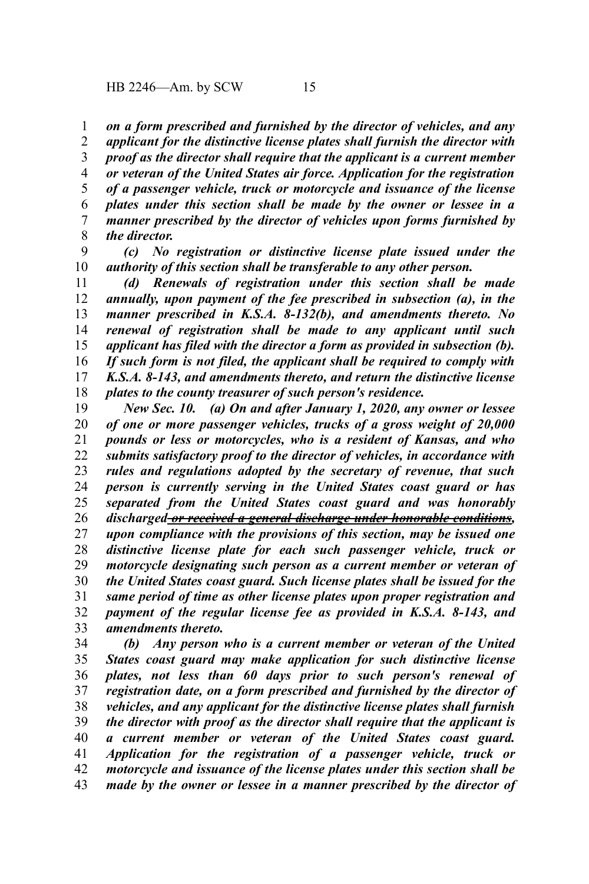*on a form prescribed and furnished by the director of vehicles, and any applicant for the distinctive license plates shall furnish the director with proof as the director shall require that the applicant is a current member or veteran of the United States air force. Application for the registration of a passenger vehicle, truck or motorcycle and issuance of the license plates under this section shall be made by the owner or lessee in a manner prescribed by the director of vehicles upon forms furnished by the director.*

*(c) No registration or distinctive license plate issued under the authority of this section shall be transferable to any other person.*

*(d) Renewals of registration under this section shall be made annually, upon payment of the fee prescribed in subsection (a), in the manner prescribed in K.S.A. 8-132(b), and amendments thereto. No renewal of registration shall be made to any applicant until such applicant has filed with the director a form as provided in subsection (b). If such form is not filed, the applicant shall be required to comply with K.S.A. 8-143, and amendments thereto, and return the distinctive license plates to the county treasurer of such person's residence.*

*New Sec. 10. (a) On and after January 1, 2020, any owner or lessee of one or more passenger vehicles, trucks of a gross weight of 20,000 pounds or less or motorcycles, who is a resident of Kansas, and who submits satisfactory proof to the director of vehicles, in accordance with rules and regulations adopted by the secretary of revenue, that such person is currently serving in the United States coast guard or has separated from the United States coast guard and was honorably discharged ~~or received a general discharge under honorable conditions~~, upon compliance with the provisions of this section, may be issued one distinctive license plate for each such passenger vehicle, truck or motorcycle designating such person as a current member or veteran of the United States coast guard. Such license plates shall be issued for the same period of time as other license plates upon proper registration and payment of the regular license fee as provided in K.S.A. 8-143, and amendments thereto.*

*(b) Any person who is a current member or veteran of the United States coast guard may make application for such distinctive license plates, not less than 60 days prior to such person's renewal of registration date, on a form prescribed and furnished by the director of vehicles, and any applicant for the distinctive license plates shall furnish the director with proof as the director shall require that the applicant is a current member or veteran of the United States coast guard. Application for the registration of a passenger vehicle, truck or motorcycle and issuance of the license plates under this section shall be made by the owner or lessee in a manner prescribed by the director of*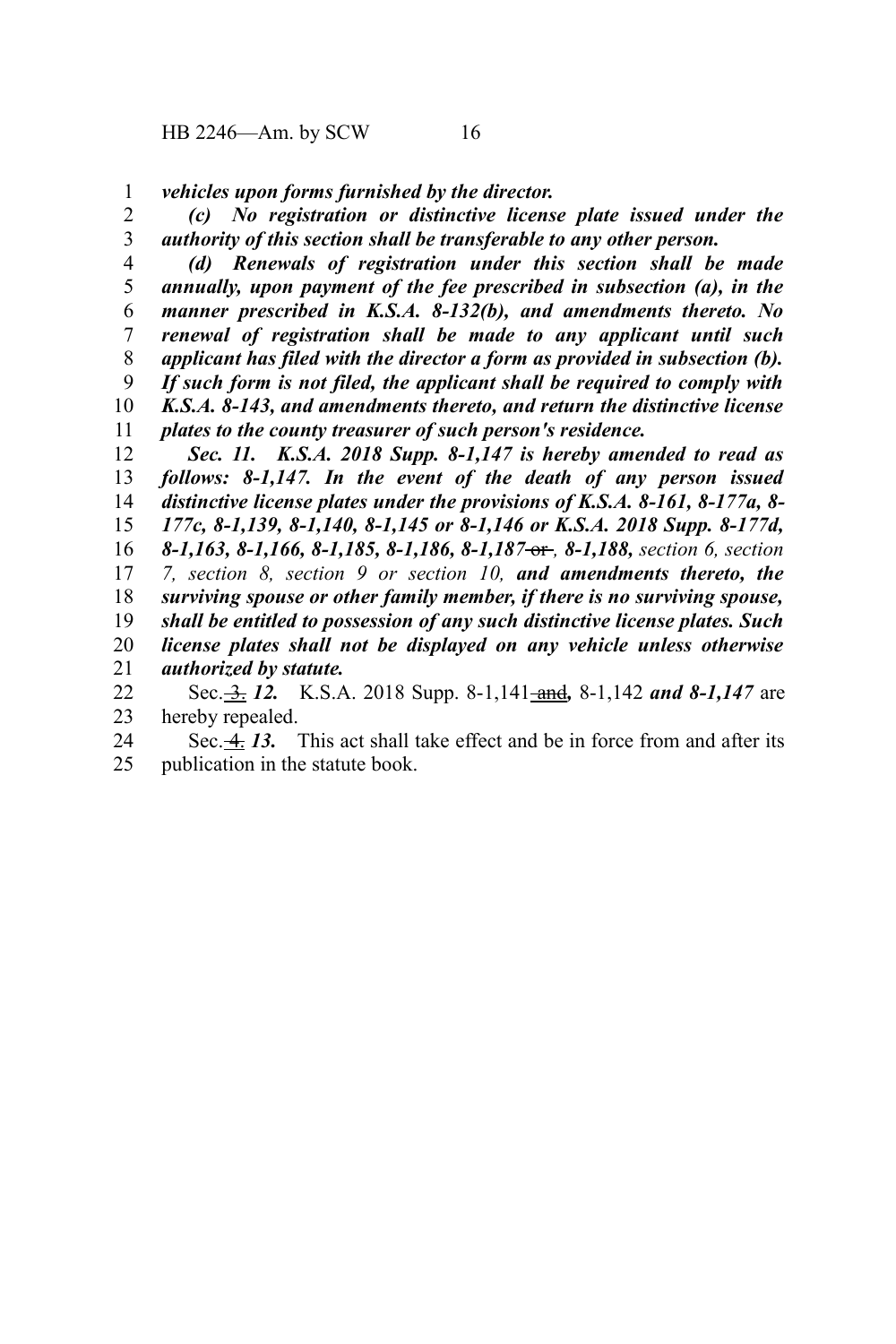*vehicles upon forms furnished by the director.*

*(c) No registration or distinctive license plate issued under the authority of this section shall be transferable to any other person.*

*(d) Renewals of registration under this section shall be made annually, upon payment of the fee prescribed in subsection (a), in the manner prescribed in K.S.A. 8-132(b), and amendments thereto. No renewal of registration shall be made to any applicant until such applicant has filed with the director a form as provided in subsection (b). If such form is not filed, the applicant shall be required to comply with K.S.A. 8-143, and amendments thereto, and return the distinctive license plates to the county treasurer of such person's residence.*

***Sec. 11. K.S.A. 2018 Supp. 8-1,147 is hereby amended to read as follows: 8-1,147. In the event of the death of any person issued distinctive license plates under the provisions of K.S.A. 8-161, 8-177a, 8-177c, 8-1,139, 8-1,140, 8-1,145 or 8-1,146 or K.S.A. 2018 Supp. 8-177d, 8-1,163, 8-1,166, 8-1,185, 8-1,186, 8-1,187~~or~~, 8-1,188,*** *section 6, section 7, section 8, section 9 or section 10,* ***and amendments thereto, the surviving spouse or other family member, if there is no surviving spouse, shall be entitled to possession of any such distinctive license plates. Such license plates shall not be displayed on any vehicle unless otherwise authorized by statute.***

Sec. ~~3.~~ ***12.*** K.S.A. 2018 Supp. 8-1,141 ~~and~~***,*** 8-1,142 ***and 8-1,147*** are hereby repealed.

Sec. ~~4.~~ ***13.*** This act shall take effect and be in force from and after its publication in the statute book.